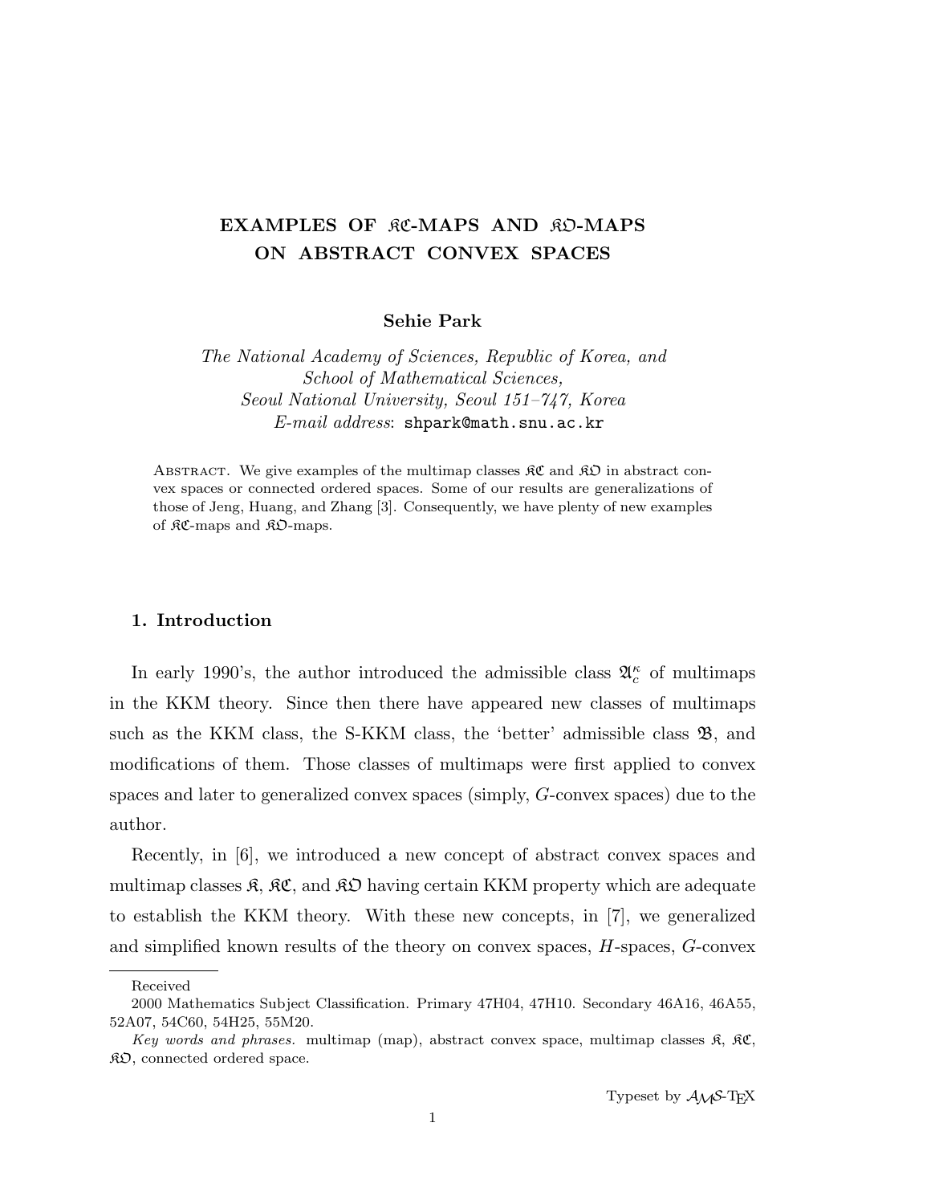# EXAMPLES OF $\mathfrak{KC}$-MAPS AND $\mathfrak{KO}$-MAPS ON ABSTRACT CONVEX SPACES

**Sehie Park**

*The National Academy of Sciences, Republic of Korea, and*
*School of Mathematical Sciences,*
*Seoul National University, Seoul 151–747, Korea*
*E-mail address*: shpark@math.snu.ac.kr

Abstract. We give examples of the multimap classes $\mathfrak{KC}$ and $\mathfrak{KO}$ in abstract convex spaces or connected ordered spaces. Some of our results are generalizations of those of Jeng, Huang, and Zhang [3]. Consequently, we have plenty of new examples of $\mathfrak{KC}$-maps and $\mathfrak{KO}$-maps.

## 1. Introduction

In early 1990's, the author introduced the admissible class $\mathfrak{A}_c^\kappa$ of multimaps in the KKM theory. Since then there have appeared new classes of multimaps such as the KKM class, the S-KKM class, the 'better' admissible class $\mathfrak{B}$, and modifications of them. Those classes of multimaps were first applied to convex spaces and later to generalized convex spaces (simply, $G$-convex spaces) due to the author.

Recently, in [6], we introduced a new concept of abstract convex spaces and multimap classes $\mathfrak{K}$, $\mathfrak{KC}$, and $\mathfrak{KO}$ having certain KKM property which are adequate to establish the KKM theory. With these new concepts, in [7], we generalized and simplified known results of the theory on convex spaces, $H$-spaces, $G$-convex

---

Received

2000 Mathematics Subject Classification. Primary 47H04, 47H10. Secondary 46A16, 46A55, 52A07, 54C60, 54H25, 55M20.

*Key words and phrases.* multimap (map), abstract convex space, multimap classes $\mathfrak{K}$, $\mathfrak{KC}$, $\mathfrak{KO}$, connected ordered space.

Typeset by $\mathcal{A}\mathcal{M}\mathcal{S}$-TEX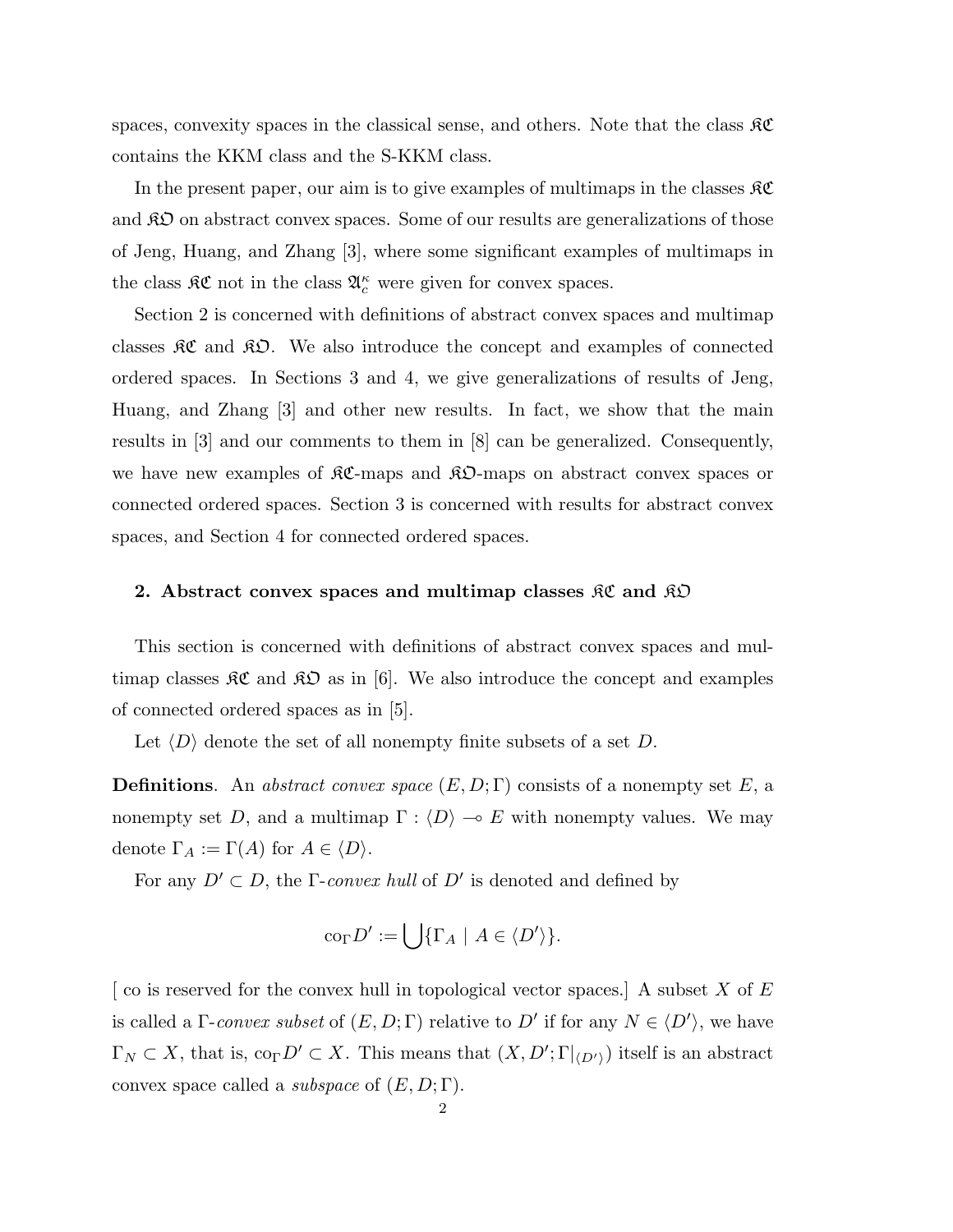spaces, convexity spaces in the classical sense, and others. Note that the class $\mathfrak{KC}$ contains the KKM class and the S-KKM class.

In the present paper, our aim is to give examples of multimaps in the classes $\mathfrak{KC}$ and $\mathfrak{KO}$ on abstract convex spaces. Some of our results are generalizations of those of Jeng, Huang, and Zhang [3], where some significant examples of multimaps in the class $\mathfrak{KC}$ not in the class $\mathfrak{A}_c^\kappa$ were given for convex spaces.

Section 2 is concerned with definitions of abstract convex spaces and multimap classes $\mathfrak{KC}$ and $\mathfrak{KO}$. We also introduce the concept and examples of connected ordered spaces. In Sections 3 and 4, we give generalizations of results of Jeng, Huang, and Zhang [3] and other new results. In fact, we show that the main results in [3] and our comments to them in [8] can be generalized. Consequently, we have new examples of $\mathfrak{KC}$-maps and $\mathfrak{KO}$-maps on abstract convex spaces or connected ordered spaces. Section 3 is concerned with results for abstract convex spaces, and Section 4 for connected ordered spaces.

## 2. Abstract convex spaces and multimap classes $\mathfrak{KC}$ and $\mathfrak{KO}$

This section is concerned with definitions of abstract convex spaces and multimap classes $\mathfrak{KC}$ and $\mathfrak{KO}$ as in [6]. We also introduce the concept and examples of connected ordered spaces as in [5].

Let $\langle D \rangle$ denote the set of all nonempty finite subsets of a set $D$.

**Definitions**. An *abstract convex space* $(E, D; \Gamma)$ consists of a nonempty set $E$, a nonempty set $D$, and a multimap $\Gamma : \langle D \rangle \multimap E$ with nonempty values. We may denote $\Gamma_A := \Gamma(A)$ for $A \in \langle D \rangle$.

For any $D' \subset D$, the $\Gamma$-*convex hull* of $D'$ is denoted and defined by

$$\mathrm{co}_\Gamma D' := \bigcup \{\Gamma_A \mid A \in \langle D' \rangle\}.$$

[ co is reserved for the convex hull in topological vector spaces.] A subset $X$ of $E$ is called a $\Gamma$-*convex subset* of $(E, D; \Gamma)$ relative to $D'$ if for any $N \in \langle D' \rangle$, we have $\Gamma_N \subset X$, that is, $\mathrm{co}_\Gamma D' \subset X$. This means that $(X, D'; \Gamma|_{\langle D' \rangle})$ itself is an abstract convex space called a *subspace* of $(E, D; \Gamma)$.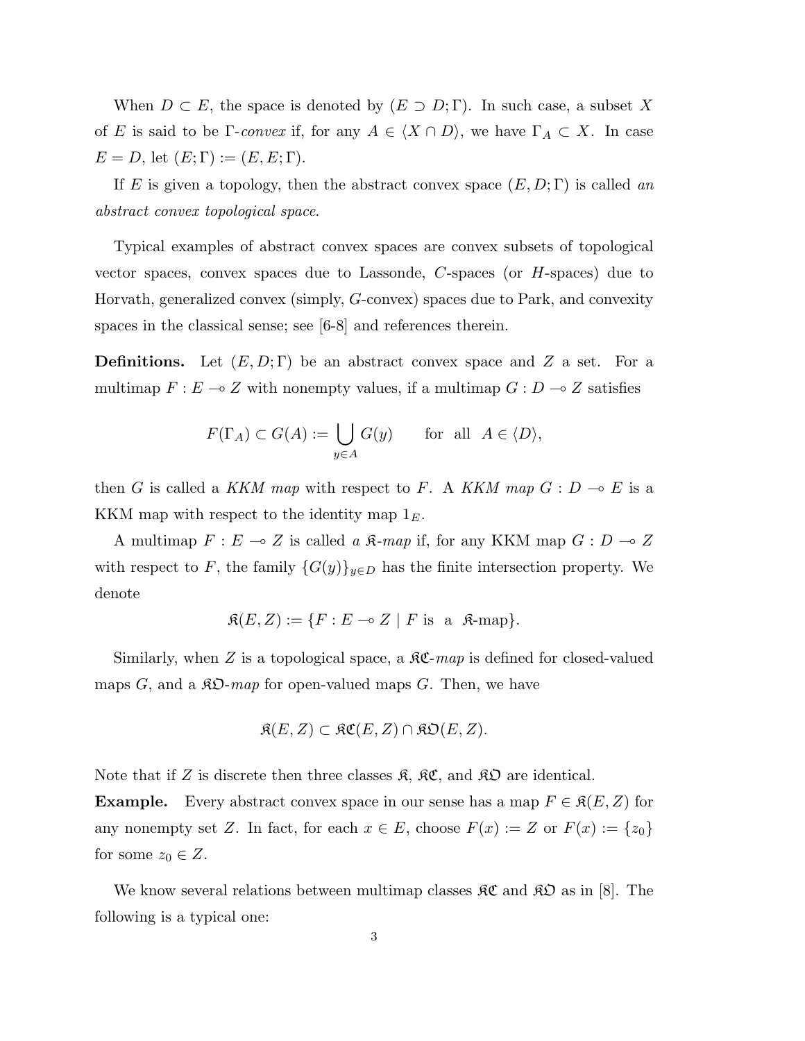When $D \subset E$, the space is denoted by $(E \supset D; \Gamma)$. In such case, a subset $X$ of $E$ is said to be $\Gamma$-*convex* if, for any $A \in \langle X \cap D \rangle$, we have $\Gamma_A \subset X$. In case $E = D$, let $(E; \Gamma) := (E, E; \Gamma)$.

If $E$ is given a topology, then the abstract convex space $(E, D; \Gamma)$ is called *an abstract convex topological space*.

Typical examples of abstract convex spaces are convex subsets of topological vector spaces, convex spaces due to Lassonde, $C$-spaces (or $H$-spaces) due to Horvath, generalized convex (simply, $G$-convex) spaces due to Park, and convexity spaces in the classical sense; see [6-8] and references therein.

**Definitions.** Let $(E, D; \Gamma)$ be an abstract convex space and $Z$ a set. For a multimap $F : E \multimap Z$ with nonempty values, if a multimap $G : D \multimap Z$ satisfies

$$F(\Gamma_A) \subset G(A) := \bigcup_{y \in A} G(y) \qquad \text{for all} \quad A \in \langle D \rangle,$$

then $G$ is called a *KKM map* with respect to $F$. A *KKM map* $G : D \multimap E$ is a KKM map with respect to the identity map $1_E$.

A multimap $F : E \multimap Z$ is called *a $\mathfrak{K}$-map* if, for any KKM map $G : D \multimap Z$ with respect to $F$, the family $\{G(y)\}_{y \in D}$ has the finite intersection property. We denote

$$\mathfrak{K}(E, Z) := \{F : E \multimap Z \mid F \text{ is a } \mathfrak{K}\text{-map}\}.$$

Similarly, when $Z$ is a topological space, a $\mathfrak{KC}$-*map* is defined for closed-valued maps $G$, and a $\mathfrak{KO}$-*map* for open-valued maps $G$. Then, we have

$$\mathfrak{K}(E, Z) \subset \mathfrak{KC}(E, Z) \cap \mathfrak{KO}(E, Z).$$

Note that if $Z$ is discrete then three classes $\mathfrak{K}$, $\mathfrak{KC}$, and $\mathfrak{KO}$ are identical.

**Example.** Every abstract convex space in our sense has a map $F \in \mathfrak{K}(E, Z)$ for any nonempty set $Z$. In fact, for each $x \in E$, choose $F(x) := Z$ or $F(x) := \{z_0\}$ for some $z_0 \in Z$.

We know several relations between multimap classes $\mathfrak{KC}$ and $\mathfrak{KO}$ as in [8]. The following is a typical one: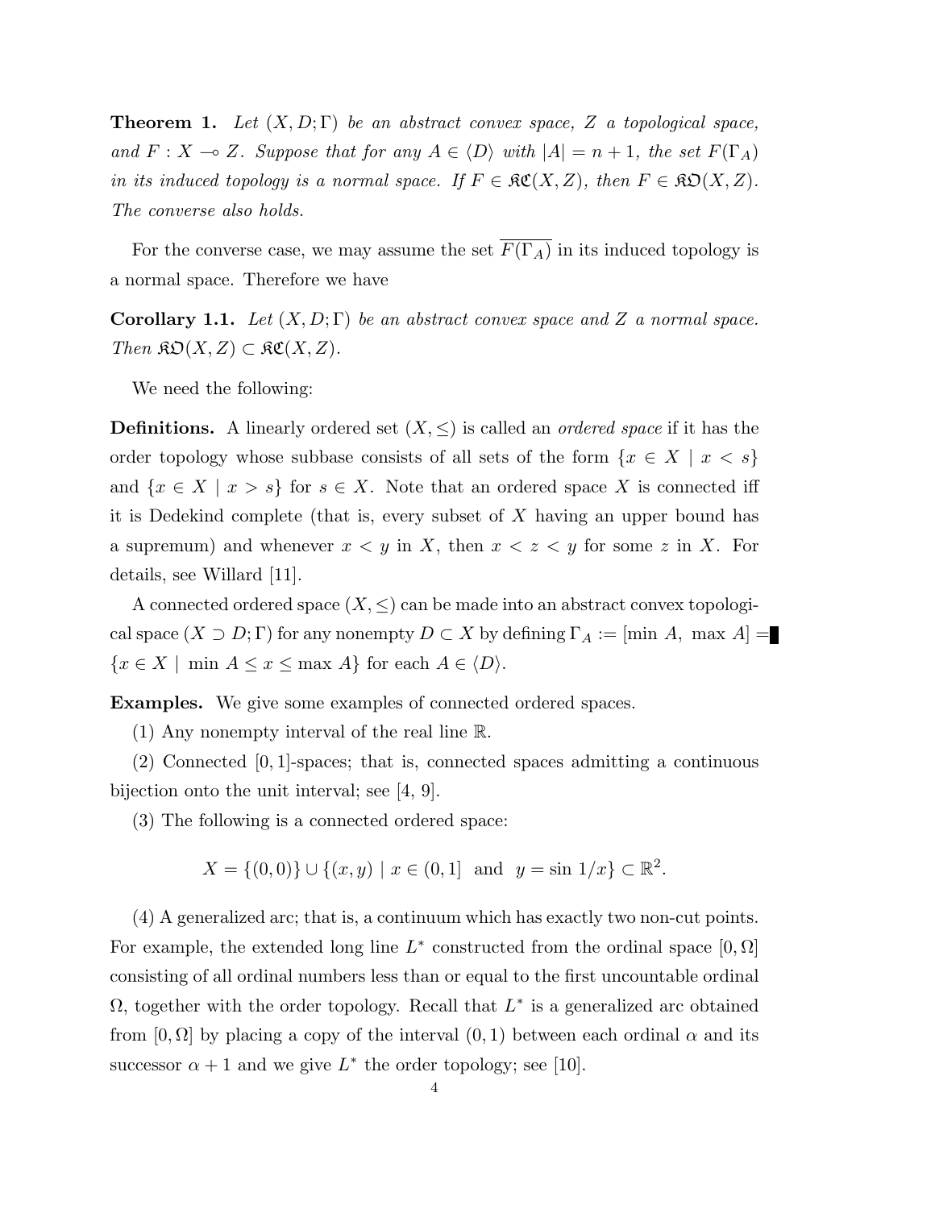**Theorem 1.** *Let $(X, D; \Gamma)$ be an abstract convex space, $Z$ a topological space, and $F : X \multimap Z$. Suppose that for any $A \in \langle D \rangle$ with $|A| = n + 1$, the set $F(\Gamma_A)$ in its induced topology is a normal space. If $F \in \mathfrak{KC}(X, Z)$, then $F \in \mathfrak{KO}(X, Z)$. The converse also holds.*

For the converse case, we may assume the set $\overline{F(\Gamma_A)}$ in its induced topology is a normal space. Therefore we have

**Corollary 1.1.** *Let $(X, D; \Gamma)$ be an abstract convex space and $Z$ a normal space. Then $\mathfrak{KO}(X, Z) \subset \mathfrak{KC}(X, Z)$.*

We need the following:

**Definitions.** A linearly ordered set $(X, \leq)$ is called an *ordered space* if it has the order topology whose subbase consists of all sets of the form $\{x \in X \mid x < s\}$ and $\{x \in X \mid x > s\}$ for $s \in X$. Note that an ordered space $X$ is connected iff it is Dedekind complete (that is, every subset of $X$ having an upper bound has a supremum) and whenever $x < y$ in $X$, then $x < z < y$ for some $z$ in $X$. For details, see Willard [11].

A connected ordered space $(X, \leq)$ can be made into an abstract convex topological space $(X \supset D; \Gamma)$ for any nonempty $D \subset X$ by defining $\Gamma_A := [\min A, \ \max A] = \{x \in X \mid \ \min A \leq x \leq \max A\}$ for each $A \in \langle D \rangle$.

**Examples.** We give some examples of connected ordered spaces.

(1) Any nonempty interval of the real line $\mathbb{R}$.

(2) Connected $[0, 1]$-spaces; that is, connected spaces admitting a continuous bijection onto the unit interval; see [4, 9].

(3) The following is a connected ordered space:

$$X = \{(0, 0)\} \cup \{(x, y) \mid x \in (0, 1] \ \text{ and } \ y = \sin 1/x\} \subset \mathbb{R}^2.$$

(4) A generalized arc; that is, a continuum which has exactly two non-cut points. For example, the extended long line $L^*$ constructed from the ordinal space $[0, \Omega]$ consisting of all ordinal numbers less than or equal to the first uncountable ordinal $\Omega$, together with the order topology. Recall that $L^*$ is a generalized arc obtained from $[0, \Omega]$ by placing a copy of the interval $(0, 1)$ between each ordinal $\alpha$ and its successor $\alpha + 1$ and we give $L^*$ the order topology; see [10].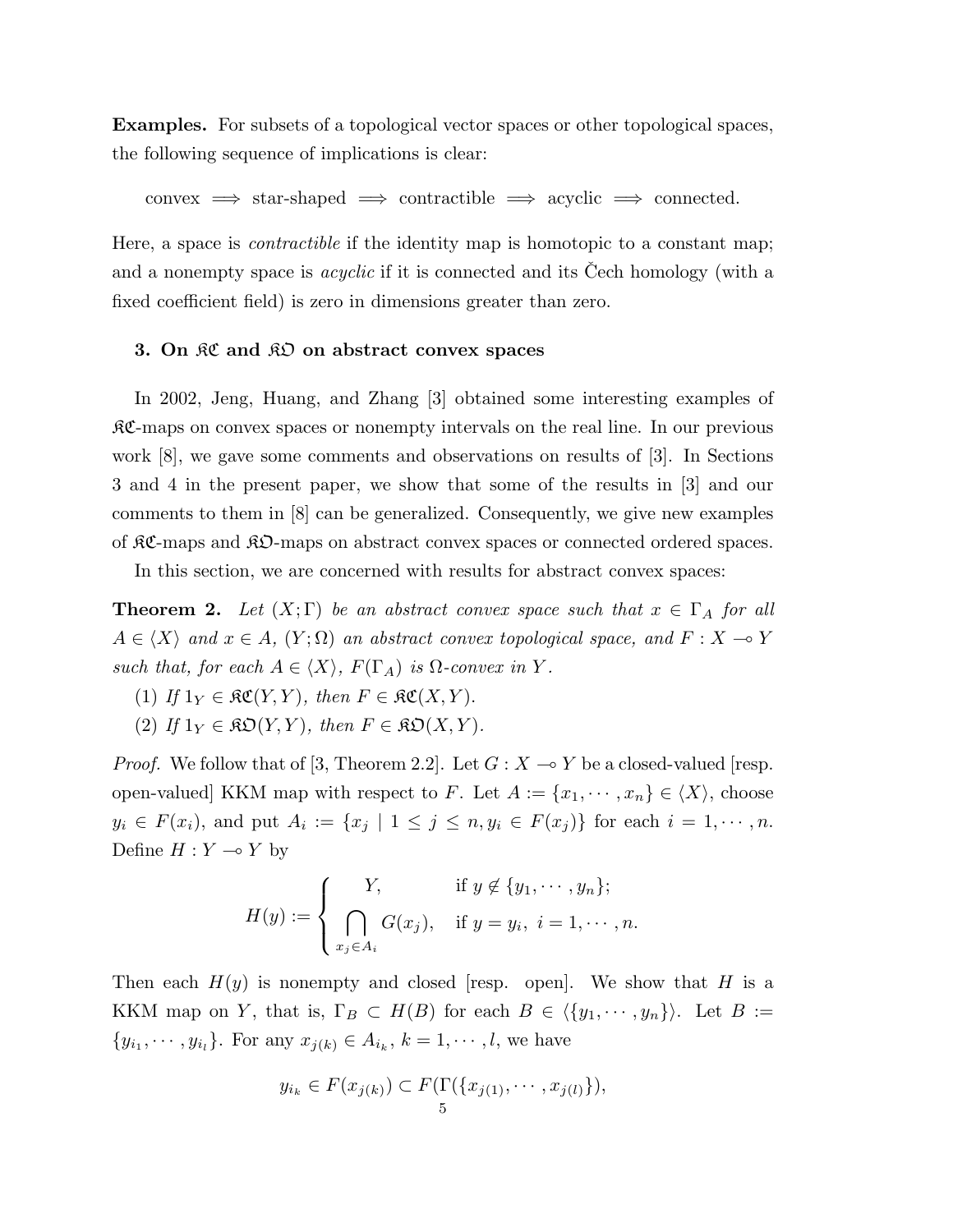**Examples.** For subsets of a topological vector spaces or other topological spaces, the following sequence of implications is clear:

$$\text{convex} \implies \text{star-shaped} \implies \text{contractible} \implies \text{acyclic} \implies \text{connected}.$$

Here, a space is *contractible* if the identity map is homotopic to a constant map; and a nonempty space is *acyclic* if it is connected and its Čech homology (with a fixed coefficient field) is zero in dimensions greater than zero.

### 3. On $\mathfrak{KC}$ and $\mathfrak{KO}$ on abstract convex spaces

In 2002, Jeng, Huang, and Zhang [3] obtained some interesting examples of $\mathfrak{KC}$-maps on convex spaces or nonempty intervals on the real line. In our previous work [8], we gave some comments and observations on results of [3]. In Sections 3 and 4 in the present paper, we show that some of the results in [3] and our comments to them in [8] can be generalized. Consequently, we give new examples of $\mathfrak{KC}$-maps and $\mathfrak{KO}$-maps on abstract convex spaces or connected ordered spaces.

In this section, we are concerned with results for abstract convex spaces:

**Theorem 2.** *Let $(X;\Gamma)$ be an abstract convex space such that $x \in \Gamma_A$ for all $A \in \langle X \rangle$ and $x \in A$, $(Y;\Omega)$ an abstract convex topological space, and $F : X \multimap Y$ such that, for each $A \in \langle X \rangle$, $F(\Gamma_A)$ is $\Omega$-convex in $Y$.*

(1) *If $1_Y \in \mathfrak{KC}(Y,Y)$, then $F \in \mathfrak{KC}(X,Y)$.*

(2) *If $1_Y \in \mathfrak{KO}(Y,Y)$, then $F \in \mathfrak{KO}(X,Y)$.*

*Proof.* We follow that of [3, Theorem 2.2]. Let $G : X \multimap Y$ be a closed-valued [resp. open-valued] KKM map with respect to $F$. Let $A := \{x_1, \cdots, x_n\} \in \langle X \rangle$, choose $y_i \in F(x_i)$, and put $A_i := \{x_j \mid 1 \leq j \leq n, y_i \in F(x_j)\}$ for each $i = 1, \cdots, n$. Define $H : Y \multimap Y$ by

$$H(y) := \begin{cases} Y, & \text{if } y \notin \{y_1, \cdots, y_n\}; \\ \displaystyle\bigcap_{x_j \in A_i} G(x_j), & \text{if } y = y_i,\ i = 1, \cdots, n. \end{cases}$$

Then each $H(y)$ is nonempty and closed [resp. open]. We show that $H$ is a KKM map on $Y$, that is, $\Gamma_B \subset H(B)$ for each $B \in \langle \{y_1, \cdots, y_n\} \rangle$. Let $B := \{y_{i_1}, \cdots, y_{i_l}\}$. For any $x_{j(k)} \in A_{i_k}$, $k = 1, \cdots, l$, we have

$$y_{i_k} \in F(x_{j(k)}) \subset F(\Gamma(\{x_{j(1)}, \cdots, x_{j(l)}\}),$$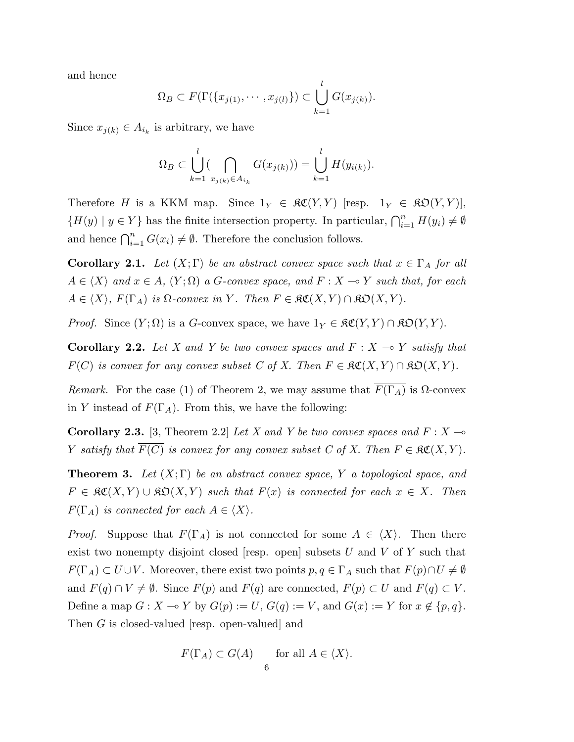and hence

$$\Omega_B \subset F(\Gamma(\{x_{j(1)}, \cdots, x_{j(l)}\}) \subset \bigcup_{k=1}^{l} G(x_{j(k)}).$$

Since $x_{j(k)} \in A_{i_k}$ is arbitrary, we have

$$\Omega_B \subset \bigcup_{k=1}^{l} \Big( \bigcap_{x_{j(k)} \in A_{i_k}} G(x_{j(k)}) \Big) = \bigcup_{k=1}^{l} H(y_{i(k)}).$$

Therefore $H$ is a KKM map. Since $1_Y \in \mathfrak{KC}(Y,Y)$ [resp. $1_Y \in \mathfrak{KO}(Y,Y)$], $\{H(y) \mid y \in Y\}$ has the finite intersection property. In particular, $\bigcap_{i=1}^{n} H(y_i) \neq \emptyset$ and hence $\bigcap_{i=1}^{n} G(x_i) \neq \emptyset$. Therefore the conclusion follows.

**Corollary 2.1.** *Let $(X;\Gamma)$ be an abstract convex space such that $x \in \Gamma_A$ for all $A \in \langle X \rangle$ and $x \in A$, $(Y;\Omega)$ a G-convex space, and $F : X \multimap Y$ such that, for each $A \in \langle X \rangle$, $F(\Gamma_A)$ is $\Omega$-convex in $Y$. Then $F \in \mathfrak{KC}(X,Y) \cap \mathfrak{KO}(X,Y)$.*

*Proof.* Since $(Y;\Omega)$ is a $G$-convex space, we have $1_Y \in \mathfrak{KC}(Y,Y) \cap \mathfrak{KO}(Y,Y)$.

**Corollary 2.2.** *Let $X$ and $Y$ be two convex spaces and $F : X \multimap Y$ satisfy that $F(C)$ is convex for any convex subset $C$ of $X$. Then $F \in \mathfrak{KC}(X,Y) \cap \mathfrak{KO}(X,Y)$.*

*Remark.* For the case (1) of Theorem 2, we may assume that $\overline{F(\Gamma_A)}$ is $\Omega$-convex in $Y$ instead of $F(\Gamma_A)$. From this, we have the following:

**Corollary 2.3.** [3, Theorem 2.2] *Let $X$ and $Y$ be two convex spaces and $F : X \multimap Y$ satisfy that $\overline{F(C)}$ is convex for any convex subset $C$ of $X$. Then $F \in \mathfrak{KC}(X,Y)$.*

**Theorem 3.** *Let $(X;\Gamma)$ be an abstract convex space, $Y$ a topological space, and $F \in \mathfrak{KC}(X,Y) \cup \mathfrak{KO}(X,Y)$ such that $F(x)$ is connected for each $x \in X$. Then $F(\Gamma_A)$ is connected for each $A \in \langle X \rangle$.*

*Proof.* Suppose that $F(\Gamma_A)$ is not connected for some $A \in \langle X \rangle$. Then there exist two nonempty disjoint closed [resp. open] subsets $U$ and $V$ of $Y$ such that $F(\Gamma_A) \subset U \cup V$. Moreover, there exist two points $p, q \in \Gamma_A$ such that $F(p) \cap U \neq \emptyset$ and $F(q) \cap V \neq \emptyset$. Since $F(p)$ and $F(q)$ are connected, $F(p) \subset U$ and $F(q) \subset V$. Define a map $G : X \multimap Y$ by $G(p) := U$, $G(q) := V$, and $G(x) := Y$ for $x \notin \{p, q\}$. Then $G$ is closed-valued [resp. open-valued] and

$$F(\Gamma_A) \subset G(A) \qquad \text{for all } A \in \langle X \rangle.$$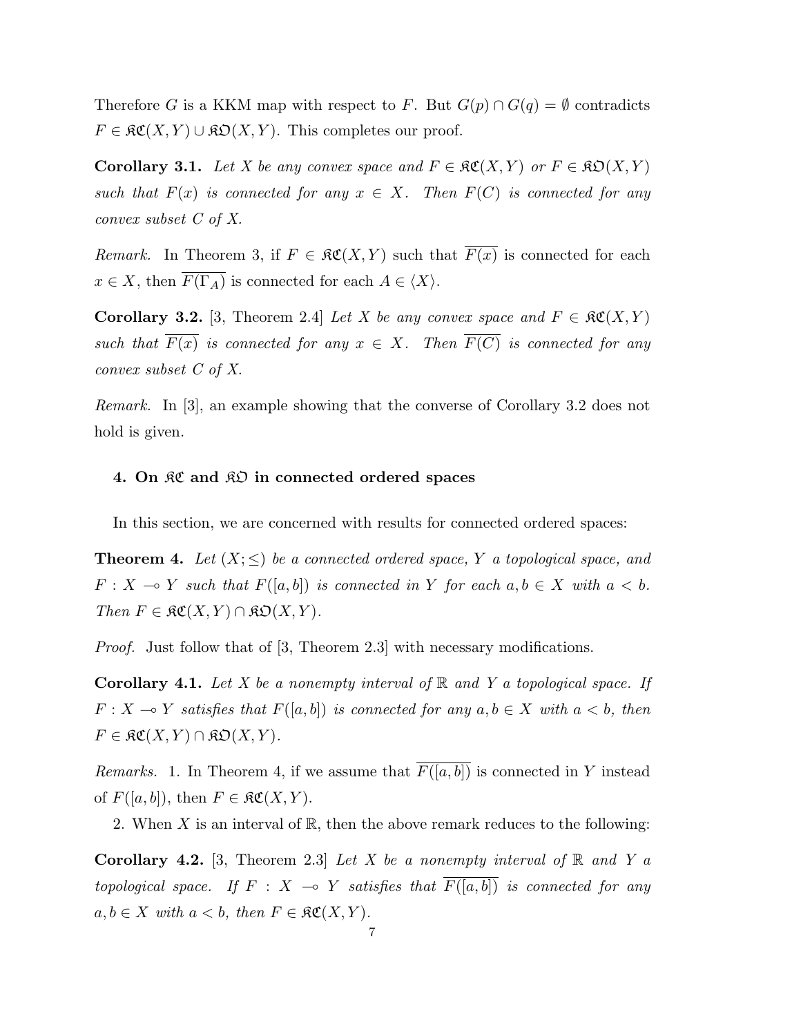Therefore $G$ is a KKM map with respect to $F$. But $G(p) \cap G(q) = \emptyset$ contradicts $F \in \mathfrak{KC}(X,Y) \cup \mathfrak{KO}(X,Y)$. This completes our proof.

**Corollary 3.1.** *Let $X$ be any convex space and $F \in \mathfrak{KC}(X,Y)$ or $F \in \mathfrak{KO}(X,Y)$ such that $F(x)$ is connected for any $x \in X$. Then $F(C)$ is connected for any convex subset $C$ of $X$.*

*Remark.* In Theorem 3, if $F \in \mathfrak{KC}(X,Y)$ such that $\overline{F(x)}$ is connected for each $x \in X$, then $\overline{F(\Gamma_A)}$ is connected for each $A \in \langle X \rangle$.

**Corollary 3.2.** [3, Theorem 2.4] *Let $X$ be any convex space and $F \in \mathfrak{KC}(X,Y)$ such that $\overline{F(x)}$ is connected for any $x \in X$. Then $\overline{F(C)}$ is connected for any convex subset $C$ of $X$.*

*Remark.* In [3], an example showing that the converse of Corollary 3.2 does not hold is given.

## 4. On $\mathfrak{KC}$ and $\mathfrak{KO}$ in connected ordered spaces

In this section, we are concerned with results for connected ordered spaces:

**Theorem 4.** *Let $(X; \leq)$ be a connected ordered space, $Y$ a topological space, and $F : X \multimap Y$ such that $F([a,b])$ is connected in $Y$ for each $a, b \in X$ with $a < b$. Then $F \in \mathfrak{KC}(X,Y) \cap \mathfrak{KO}(X,Y)$.*

*Proof.* Just follow that of [3, Theorem 2.3] with necessary modifications.

**Corollary 4.1.** *Let $X$ be a nonempty interval of $\mathbb{R}$ and $Y$ a topological space. If $F : X \multimap Y$ satisfies that $F([a,b])$ is connected for any $a, b \in X$ with $a < b$, then $F \in \mathfrak{KC}(X,Y) \cap \mathfrak{KO}(X,Y)$.*

*Remarks.* 1. In Theorem 4, if we assume that $\overline{F([a,b])}$ is connected in $Y$ instead of $F([a,b])$, then $F \in \mathfrak{KC}(X,Y)$.

2. When $X$ is an interval of $\mathbb{R}$, then the above remark reduces to the following:

**Corollary 4.2.** [3, Theorem 2.3] *Let $X$ be a nonempty interval of $\mathbb{R}$ and $Y$ a topological space. If $F : X \multimap Y$ satisfies that $\overline{F([a,b])}$ is connected for any $a, b \in X$ with $a < b$, then $F \in \mathfrak{KC}(X,Y)$.*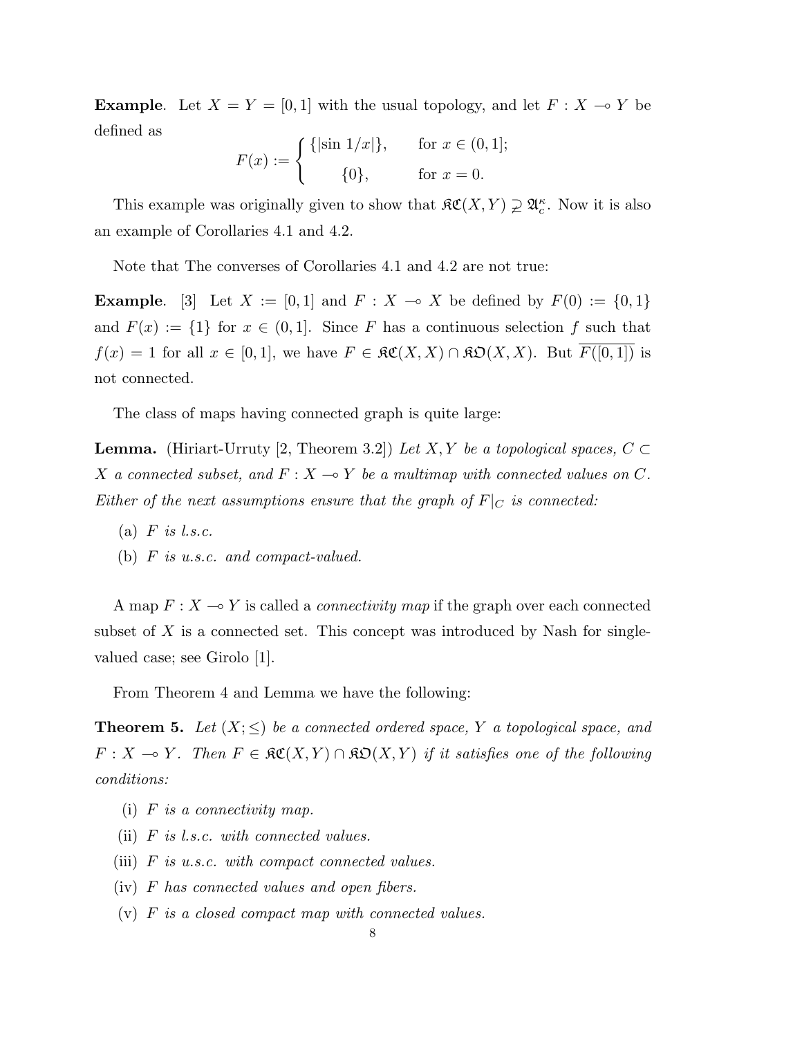**Example**. Let $X = Y = [0, 1]$ with the usual topology, and let $F : X \multimap Y$ be defined as

$$F(x) := \begin{cases} \{|\sin 1/x|\}, & \text{for } x \in (0, 1]; \\ \{0\}, & \text{for } x = 0. \end{cases}$$

This example was originally given to show that $\mathfrak{KC}(X, Y) \supsetneqq \mathfrak{A}_c^\kappa$. Now it is also an example of Corollaries 4.1 and 4.2.

Note that The converses of Corollaries 4.1 and 4.2 are not true:

**Example**. [3] Let $X := [0, 1]$ and $F : X \multimap X$ be defined by $F(0) := \{0, 1\}$ and $F(x) := \{1\}$ for $x \in (0, 1]$. Since $F$ has a continuous selection $f$ such that $f(x) = 1$ for all $x \in [0, 1]$, we have $F \in \mathfrak{KC}(X, X) \cap \mathfrak{KO}(X, X)$. But $\overline{F([0, 1])}$ is not connected.

The class of maps having connected graph is quite large:

**Lemma.** (Hiriart-Urruty [2, Theorem 3.2]) *Let $X, Y$ be a topological spaces, $C \subset X$ a connected subset, and $F : X \multimap Y$ be a multimap with connected values on $C$. Either of the next assumptions ensure that the graph of $F|_C$ is connected:*

(a) *$F$ is l.s.c.*

(b) *$F$ is u.s.c. and compact-valued.*

A map $F : X \multimap Y$ is called a *connectivity map* if the graph over each connected subset of $X$ is a connected set. This concept was introduced by Nash for single-valued case; see Girolo [1].

From Theorem 4 and Lemma we have the following:

**Theorem 5.** *Let $(X; \leq)$ be a connected ordered space, $Y$ a topological space, and $F : X \multimap Y$. Then $F \in \mathfrak{KC}(X, Y) \cap \mathfrak{KO}(X, Y)$ if it satisfies one of the following conditions:*

(i) *$F$ is a connectivity map.*

(ii) *$F$ is l.s.c. with connected values.*

(iii) *$F$ is u.s.c. with compact connected values.*

(iv) *$F$ has connected values and open fibers.*

(v) *$F$ is a closed compact map with connected values.*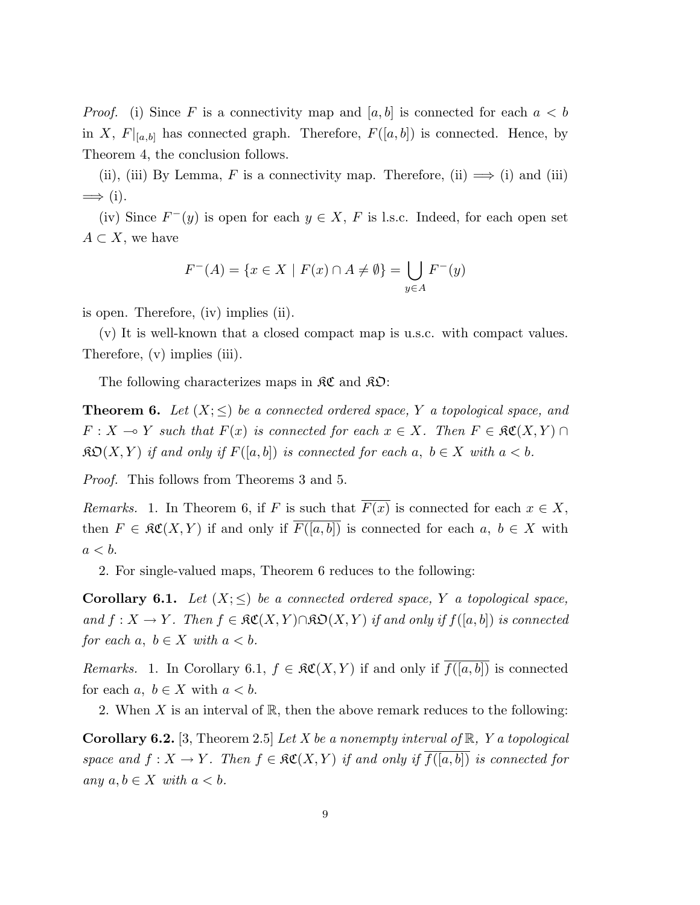*Proof.* (i) Since $F$ is a connectivity map and $[a, b]$ is connected for each $a < b$ in $X$, $F|_{[a,b]}$ has connected graph. Therefore, $F([a, b])$ is connected. Hence, by Theorem 4, the conclusion follows.

(ii), (iii) By Lemma, $F$ is a connectivity map. Therefore, (ii) $\Longrightarrow$ (i) and (iii) $\Longrightarrow$ (i).

(iv) Since $F^-(y)$ is open for each $y \in X$, $F$ is l.s.c. Indeed, for each open set $A \subset X$, we have

$$F^-(A) = \{x \in X \mid F(x) \cap A \neq \emptyset\} = \bigcup_{y \in A} F^-(y)$$

is open. Therefore, (iv) implies (ii).

(v) It is well-known that a closed compact map is u.s.c. with compact values. Therefore, (v) implies (iii).

The following characterizes maps in $\mathfrak{KC}$ and $\mathfrak{KO}$:

**Theorem 6.** *Let $(X; \leq)$ be a connected ordered space, $Y$ a topological space, and $F : X \multimap Y$ such that $F(x)$ is connected for each $x \in X$. Then $F \in \mathfrak{KC}(X, Y) \cap \mathfrak{KO}(X, Y)$ if and only if $F([a, b])$ is connected for each $a,\ b \in X$ with $a < b$.*

*Proof.* This follows from Theorems 3 and 5.

*Remarks.* 1. In Theorem 6, if $F$ is such that $\overline{F(x)}$ is connected for each $x \in X$, then $F \in \mathfrak{KC}(X, Y)$ if and only if $\overline{F([a, b])}$ is connected for each $a,\ b \in X$ with $a < b$.

2. For single-valued maps, Theorem 6 reduces to the following:

**Corollary 6.1.** *Let $(X; \leq)$ be a connected ordered space, $Y$ a topological space, and $f : X \to Y$. Then $f \in \mathfrak{KC}(X, Y) \cap \mathfrak{KO}(X, Y)$ if and only if $f([a, b])$ is connected for each $a,\ b \in X$ with $a < b$.*

*Remarks.* 1. In Corollary 6.1, $f \in \mathfrak{KC}(X, Y)$ if and only if $\overline{f([a, b])}$ is connected for each $a,\ b \in X$ with $a < b$.

2. When $X$ is an interval of $\mathbb{R}$, then the above remark reduces to the following:

**Corollary 6.2.** [3, Theorem 2.5] *Let $X$ be a nonempty interval of $\mathbb{R}$, $Y$ a topological space and $f : X \to Y$. Then $f \in \mathfrak{KC}(X, Y)$ if and only if $\overline{f([a, b])}$ is connected for any $a, b \in X$ with $a < b$.*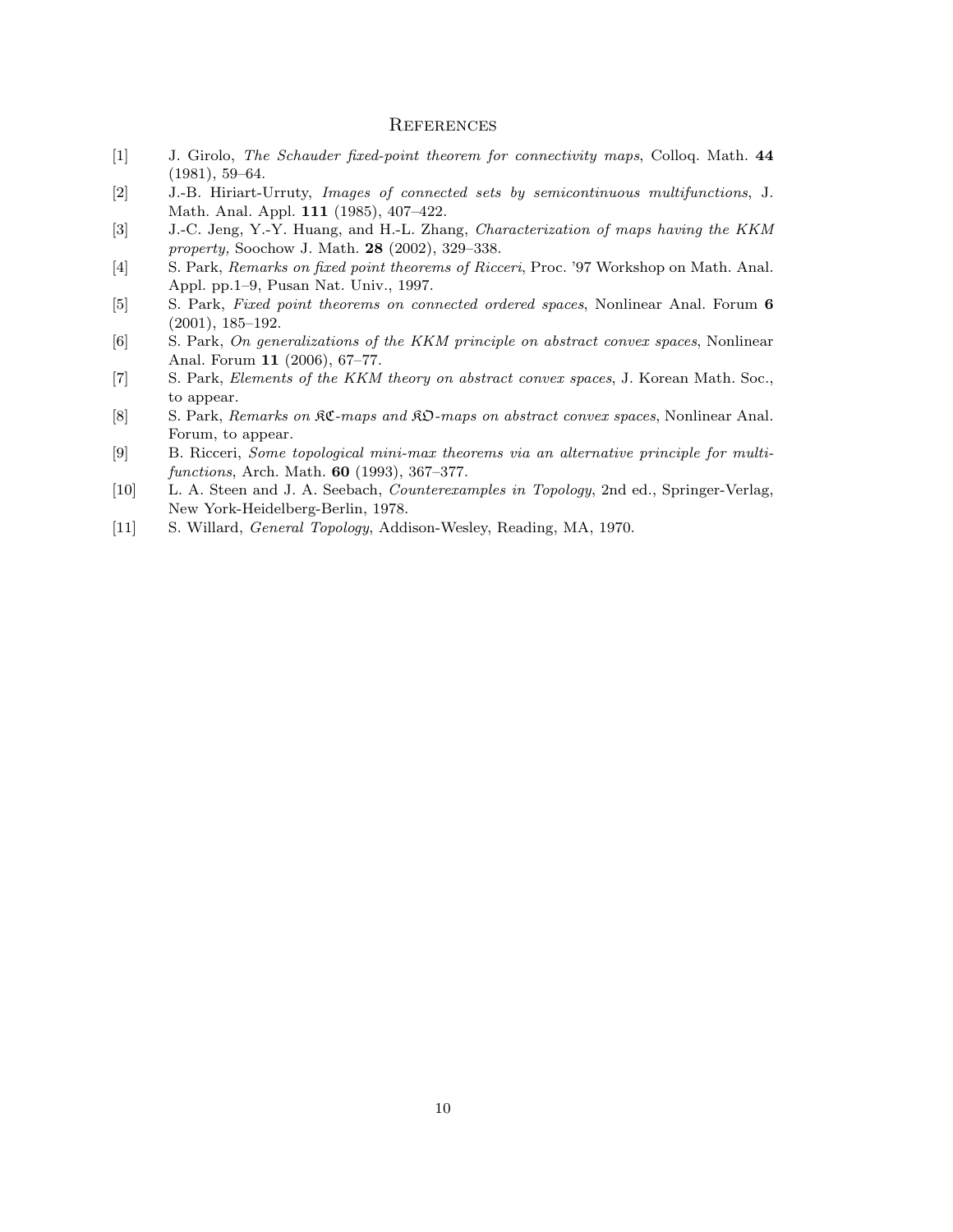## References

[1] J. Girolo, *The Schauder fixed-point theorem for connectivity maps*, Colloq. Math. **44** (1981), 59–64.

[2] J.-B. Hiriart-Urruty, *Images of connected sets by semicontinuous multifunctions*, J. Math. Anal. Appl. **111** (1985), 407–422.

[3] J.-C. Jeng, Y.-Y. Huang, and H.-L. Zhang, *Characterization of maps having the KKM property,* Soochow J. Math. **28** (2002), 329–338.

[4] S. Park, *Remarks on fixed point theorems of Ricceri*, Proc. '97 Workshop on Math. Anal. Appl. pp.1–9, Pusan Nat. Univ., 1997.

[5] S. Park, *Fixed point theorems on connected ordered spaces*, Nonlinear Anal. Forum **6** (2001), 185–192.

[6] S. Park, *On generalizations of the KKM principle on abstract convex spaces*, Nonlinear Anal. Forum **11** (2006), 67–77.

[7] S. Park, *Elements of the KKM theory on abstract convex spaces*, J. Korean Math. Soc., to appear.

[8] S. Park, *Remarks on $\mathfrak{KC}$-maps and $\mathfrak{KO}$-maps on abstract convex spaces*, Nonlinear Anal. Forum, to appear.

[9] B. Ricceri, *Some topological mini-max theorems via an alternative principle for multifunctions*, Arch. Math. **60** (1993), 367–377.

[10] L. A. Steen and J. A. Seebach, *Counterexamples in Topology*, 2nd ed., Springer-Verlag, New York-Heidelberg-Berlin, 1978.

[11] S. Willard, *General Topology*, Addison-Wesley, Reading, MA, 1970.